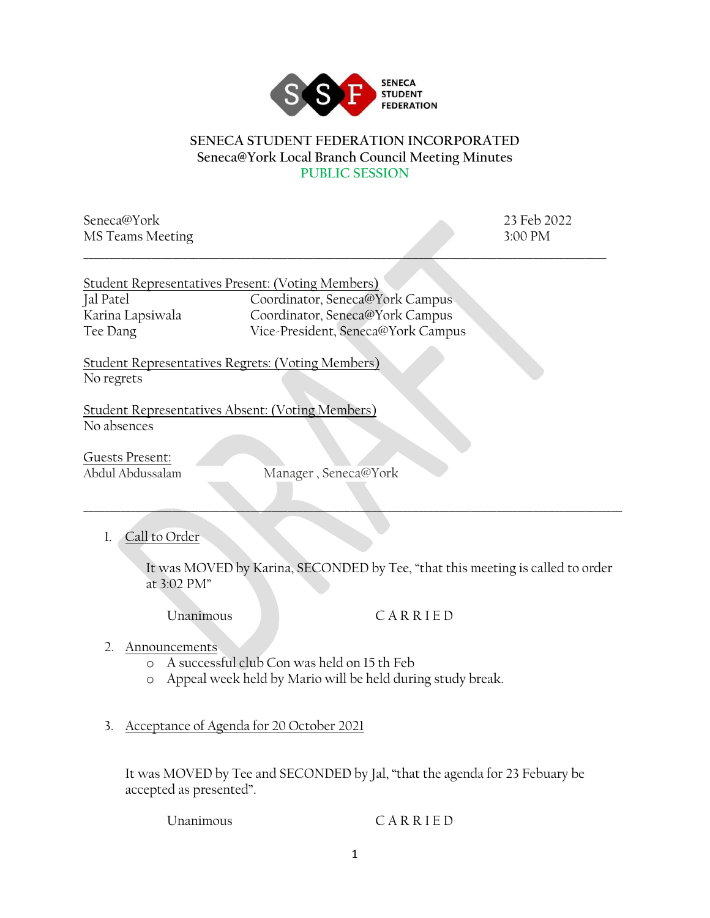# SENECA STUDENT FEDERATION INCORPORATED
## Seneca@York Local Branch Council Meeting Minutes
### PUBLIC SESSION

Seneca@York
MS Teams Meeting

23 Feb 2022
3:00 PM

---

Student Representatives Present: (Voting Members)

| | |
|---|---|
| Jal Patel | Coordinator, Seneca@York Campus |
| Karina Lapsiwala | Coordinator, Seneca@York Campus |
| Tee Dang | Vice-President, Seneca@York Campus |

Student Representatives Regrets: (Voting Members)
No regrets

Student Representatives Absent: (Voting Members)
No absences

Guests Present:

| | |
|---|---|
| Abdul Abdussalam | Manager , Seneca@York |

---

1. Call to Order

   It was MOVED by Karina, SECONDED by Tee, "that this meeting is called to order at 3:02 PM"

   Unanimous CARRIED

2. Announcements
   - A successful club Con was held on 15 th Feb
   - Appeal week held by Mario will be held during study break.

3. Acceptance of Agenda for 20 October 2021

   It was MOVED by Tee and SECONDED by Jal, "that the agenda for 23 Febuary be accepted as presented".

   Unanimous CARRIED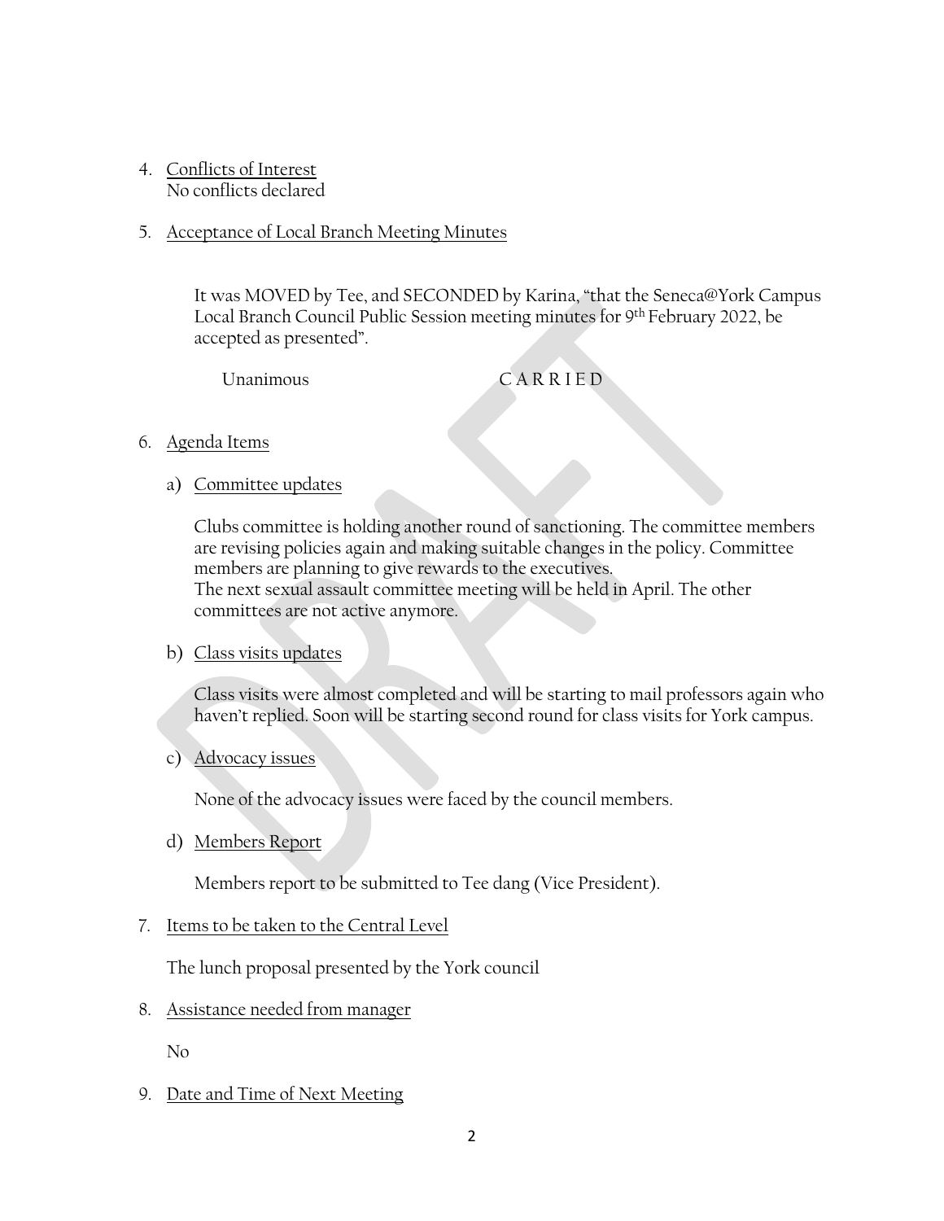4. Conflicts of Interest
   No conflicts declared

5. Acceptance of Local Branch Meeting Minutes

   It was MOVED by Tee, and SECONDED by Karina, "that the Seneca@York Campus Local Branch Council Public Session meeting minutes for 9th February 2022, be accepted as presented".

   Unanimous CARRIED

6. Agenda Items

   a) Committee updates

   Clubs committee is holding another round of sanctioning. The committee members are revising policies again and making suitable changes in the policy. Committee members are planning to give rewards to the executives.
   The next sexual assault committee meeting will be held in April. The other committees are not active anymore.

   b) Class visits updates

   Class visits were almost completed and will be starting to mail professors again who haven't replied. Soon will be starting second round for class visits for York campus.

   c) Advocacy issues

   None of the advocacy issues were faced by the council members.

   d) Members Report

   Members report to be submitted to Tee dang (Vice President).

7. Items to be taken to the Central Level

   The lunch proposal presented by the York council

8. Assistance needed from manager

   No

9. Date and Time of Next Meeting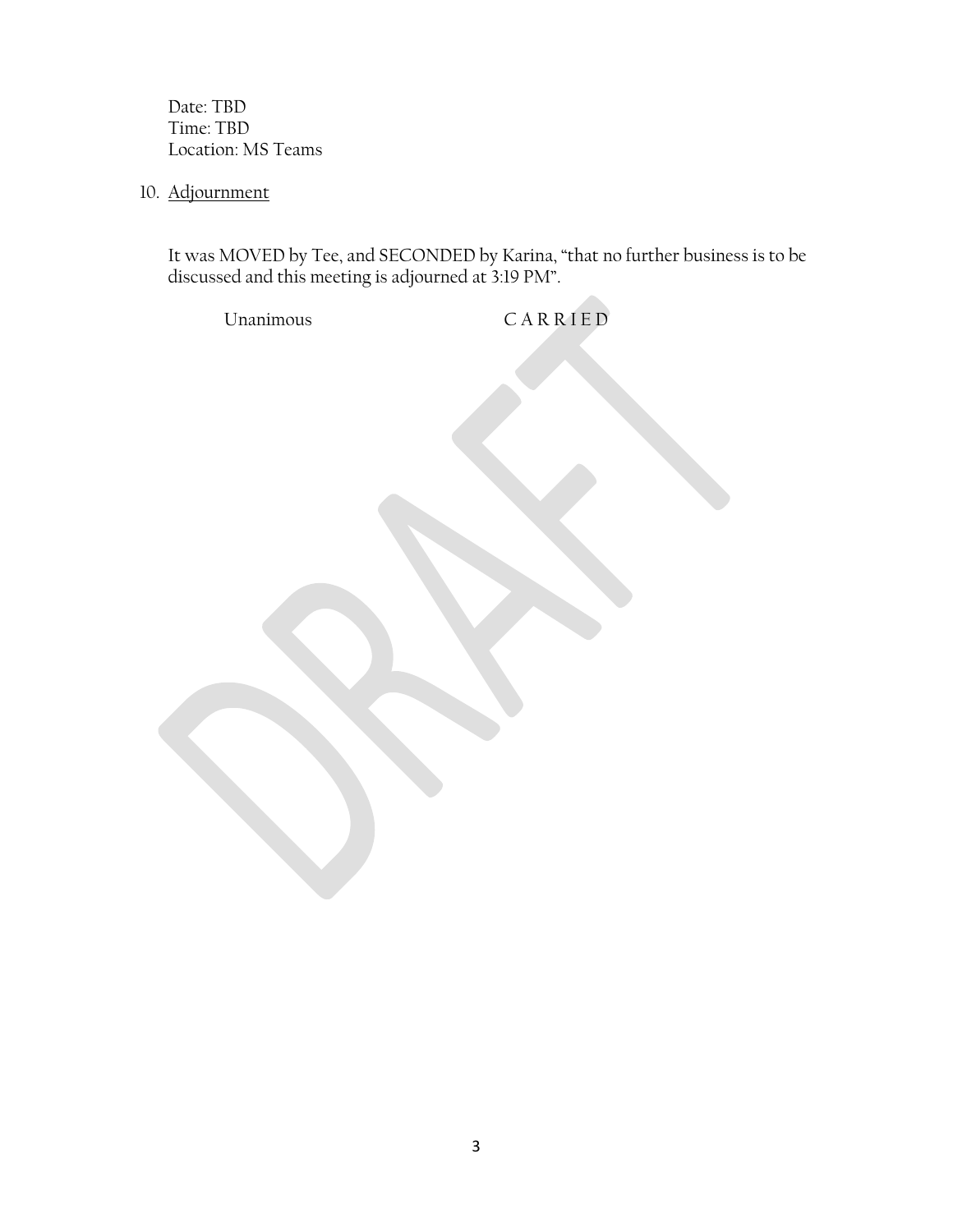Date: TBD
Time: TBD
Location: MS Teams

10. Adjournment

It was MOVED by Tee, and SECONDED by Karina, "that no further business is to be discussed and this meeting is adjourned at 3:19 PM".

Unanimous CARRIED

DRAFT